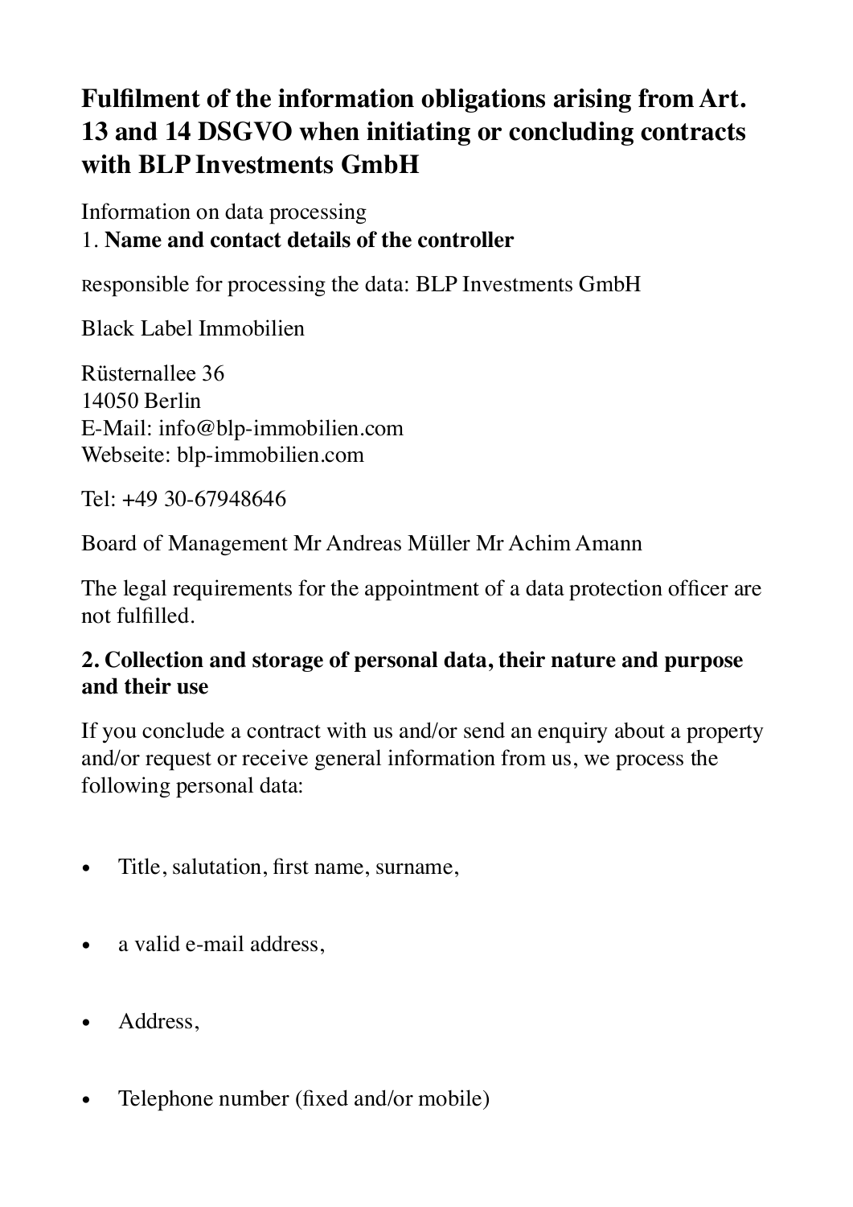# Fulfilment of the information obligations arising from Art. 13 and 14 DSGVO when initiating or concluding contracts with BLP Investments GmbH

Information on data processing

1. **Name and contact details of the controller**

Responsible for processing the data: BLP Investments GmbH

Black Label Immobilien

Rüsternallee 36
14050 Berlin
E-Mail: info@blp-immobilien.com
Webseite: blp-immobilien.com

Tel: +49 30-67948646

Board of Management Mr Andreas Müller Mr Achim Amann

The legal requirements for the appointment of a data protection officer are not fulfilled.

## 2. Collection and storage of personal data, their nature and purpose and their use

If you conclude a contract with us and/or send an enquiry about a property and/or request or receive general information from us, we process the following personal data:

- Title, salutation, first name, surname,
- a valid e-mail address,
- Address,
- Telephone number (fixed and/or mobile)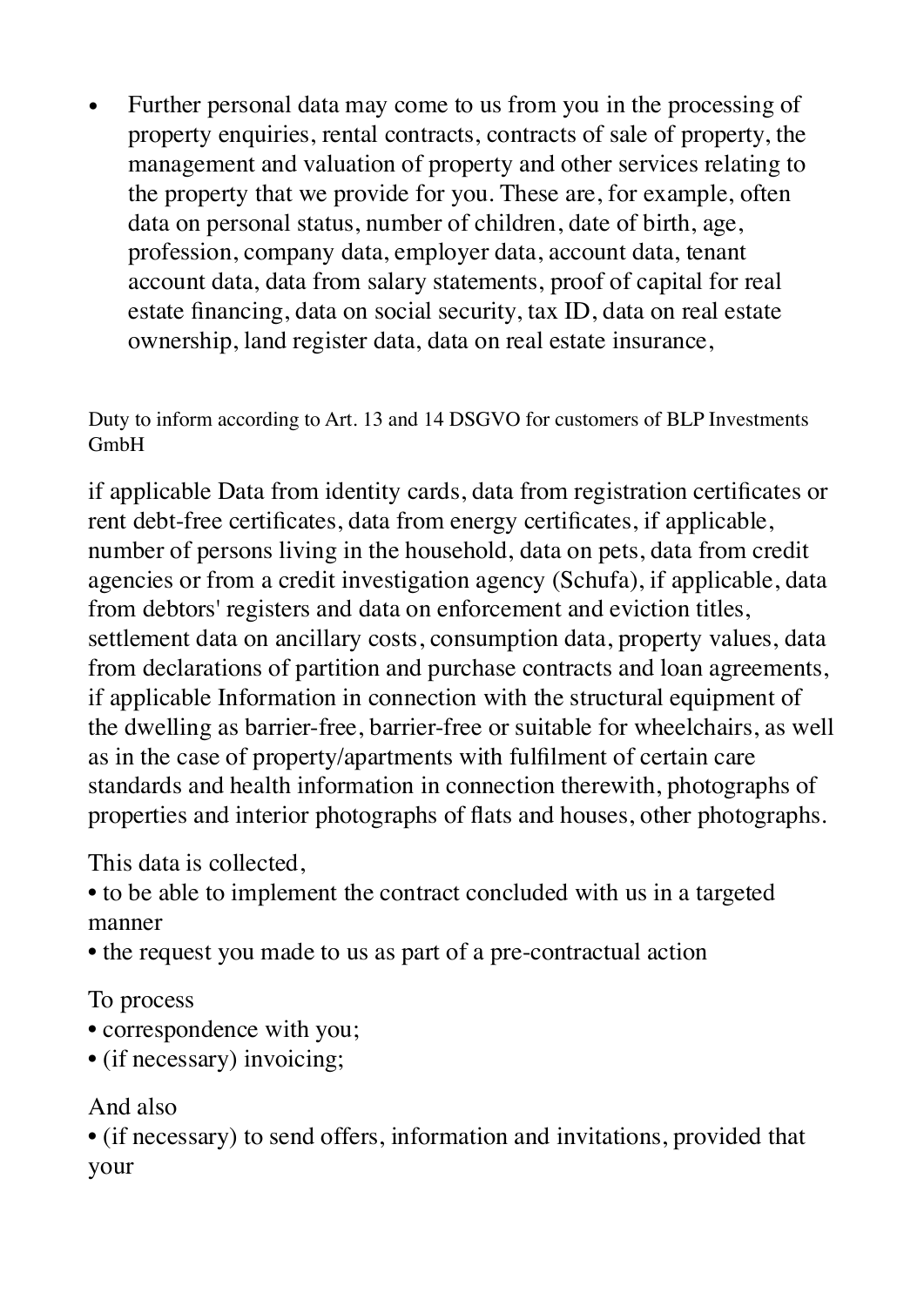- Further personal data may come to us from you in the processing of property enquiries, rental contracts, contracts of sale of property, the management and valuation of property and other services relating to the property that we provide for you. These are, for example, often data on personal status, number of children, date of birth, age, profession, company data, employer data, account data, tenant account data, data from salary statements, proof of capital for real estate financing, data on social security, tax ID, data on real estate ownership, land register data, data on real estate insurance, if applicable Data from identity cards, data from registration certificates or rent debt-free certificates, data from energy certificates, if applicable, number of persons living in the household, data on pets, data from credit agencies or from a credit investigation agency (Schufa), if applicable, data from debtors' registers and data on enforcement and eviction titles, settlement data on ancillary costs, consumption data, property values, data from declarations of partition and purchase contracts and loan agreements, if applicable Information in connection with the structural equipment of the dwelling as barrier-free, barrier-free or suitable for wheelchairs, as well as in the case of property/apartments with fulfilment of certain care standards and health information in connection therewith, photographs of properties and interior photographs of flats and houses, other photographs.

This data is collected,
• to be able to implement the contract concluded with us in a targeted manner
• the request you made to us as part of a pre-contractual action

To process
• correspondence with you;
• (if necessary) invoicing;

And also
• (if necessary) to send offers, information and invitations, provided that your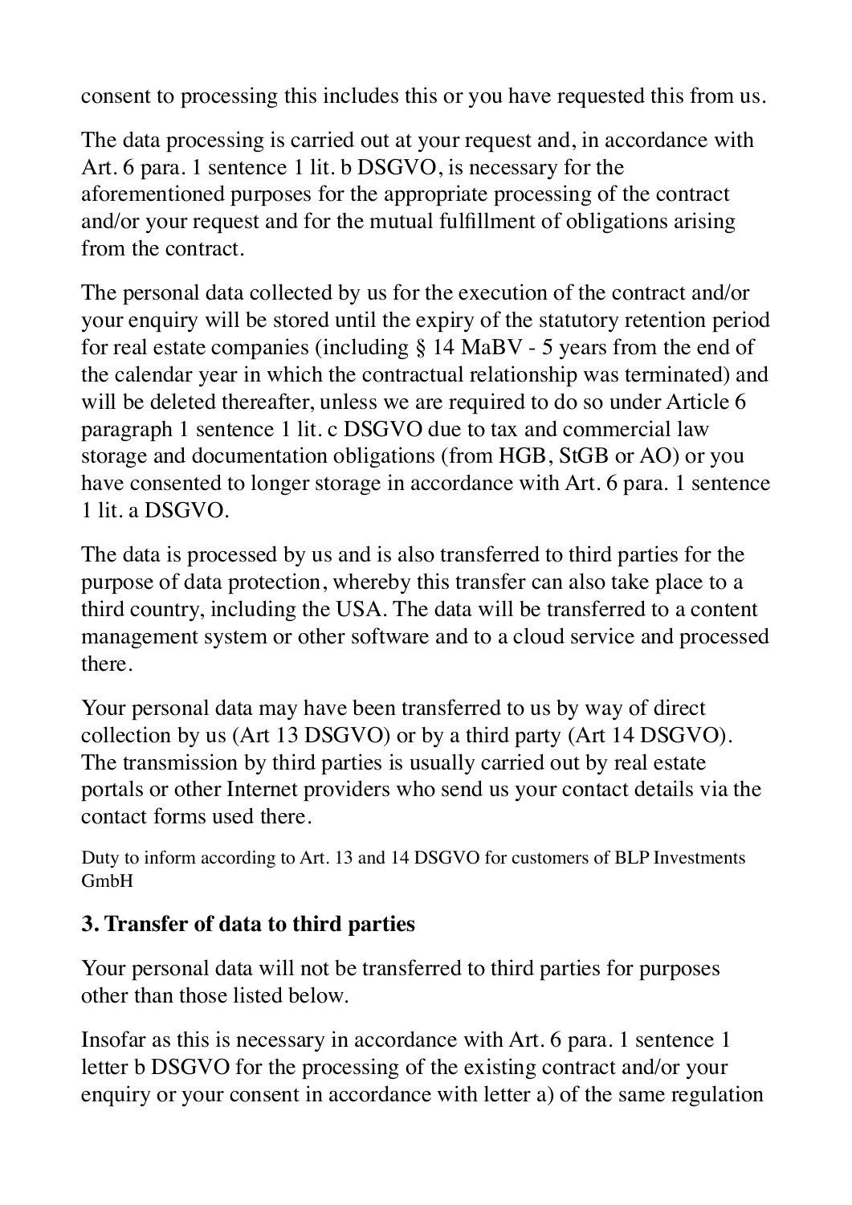consent to processing this includes this or you have requested this from us.

The data processing is carried out at your request and, in accordance with Art. 6 para. 1 sentence 1 lit. b DSGVO, is necessary for the aforementioned purposes for the appropriate processing of the contract and/or your request and for the mutual fulfillment of obligations arising from the contract.

The personal data collected by us for the execution of the contract and/or your enquiry will be stored until the expiry of the statutory retention period for real estate companies (including § 14 MaBV - 5 years from the end of the calendar year in which the contractual relationship was terminated) and will be deleted thereafter, unless we are required to do so under Article 6 paragraph 1 sentence 1 lit. c DSGVO due to tax and commercial law storage and documentation obligations (from HGB, StGB or AO) or you have consented to longer storage in accordance with Art. 6 para. 1 sentence 1 lit. a DSGVO.

The data is processed by us and is also transferred to third parties for the purpose of data protection, whereby this transfer can also take place to a third country, including the USA. The data will be transferred to a content management system or other software and to a cloud service and processed there.

Your personal data may have been transferred to us by way of direct collection by us (Art 13 DSGVO) or by a third party (Art 14 DSGVO). The transmission by third parties is usually carried out by real estate portals or other Internet providers who send us your contact details via the contact forms used there.

Duty to inform according to Art. 13 and 14 DSGVO for customers of BLP Investments GmbH

### 3. Transfer of data to third parties

Your personal data will not be transferred to third parties for purposes other than those listed below.

Insofar as this is necessary in accordance with Art. 6 para. 1 sentence 1 letter b DSGVO for the processing of the existing contract and/or your enquiry or your consent in accordance with letter a) of the same regulation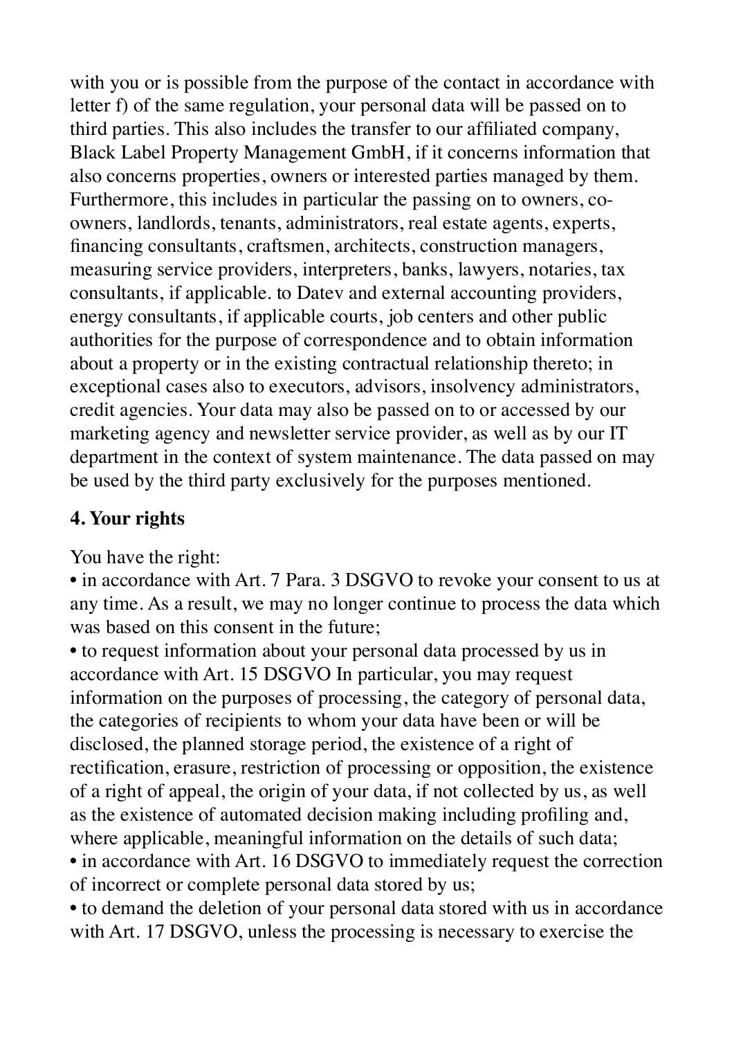with you or is possible from the purpose of the contact in accordance with letter f) of the same regulation, your personal data will be passed on to third parties. This also includes the transfer to our affiliated company, Black Label Property Management GmbH, if it concerns information that also concerns properties, owners or interested parties managed by them. Furthermore, this includes in particular the passing on to owners, co-owners, landlords, tenants, administrators, real estate agents, experts, financing consultants, craftsmen, architects, construction managers, measuring service providers, interpreters, banks, lawyers, notaries, tax consultants, if applicable. to Datev and external accounting providers, energy consultants, if applicable courts, job centers and other public authorities for the purpose of correspondence and to obtain information about a property or in the existing contractual relationship thereto; in exceptional cases also to executors, advisors, insolvency administrators, credit agencies. Your data may also be passed on to or accessed by our marketing agency and newsletter service provider, as well as by our IT department in the context of system maintenance. The data passed on may be used by the third party exclusively for the purposes mentioned.

## 4. Your rights

You have the right:

- in accordance with Art. 7 Para. 3 DSGVO to revoke your consent to us at any time. As a result, we may no longer continue to process the data which was based on this consent in the future;
- to request information about your personal data processed by us in accordance with Art. 15 DSGVO In particular, you may request information on the purposes of processing, the category of personal data, the categories of recipients to whom your data have been or will be disclosed, the planned storage period, the existence of a right of rectification, erasure, restriction of processing or opposition, the existence of a right of appeal, the origin of your data, if not collected by us, as well as the existence of automated decision making including profiling and, where applicable, meaningful information on the details of such data;
- in accordance with Art. 16 DSGVO to immediately request the correction of incorrect or complete personal data stored by us;
- to demand the deletion of your personal data stored with us in accordance with Art. 17 DSGVO, unless the processing is necessary to exercise the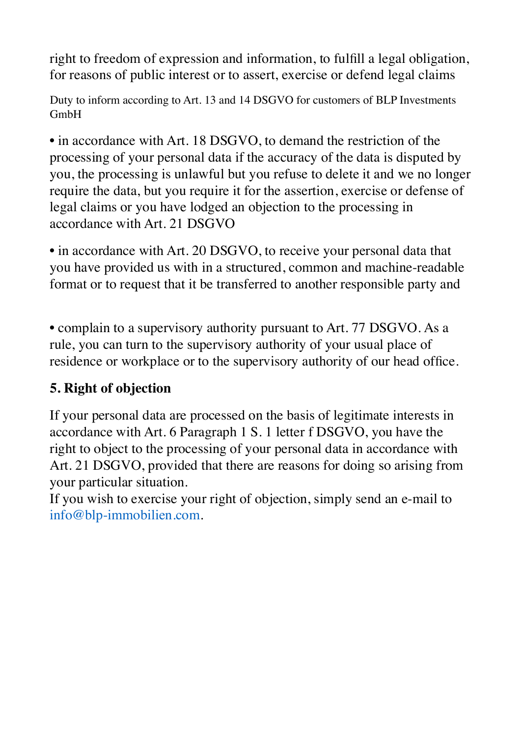right to freedom of expression and information, to fulfill a legal obligation, for reasons of public interest or to assert, exercise or defend legal claims

• in accordance with Art. 18 DSGVO, to demand the restriction of the processing of your personal data if the accuracy of the data is disputed by you, the processing is unlawful but you refuse to delete it and we no longer require the data, but you require it for the assertion, exercise or defense of legal claims or you have lodged an objection to the processing in accordance with Art. 21 DSGVO

• in accordance with Art. 20 DSGVO, to receive your personal data that you have provided us with in a structured, common and machine-readable format or to request that it be transferred to another responsible party and

• complain to a supervisory authority pursuant to Art. 77 DSGVO. As a rule, you can turn to the supervisory authority of your usual place of residence or workplace or to the supervisory authority of our head office.

## 5. Right of objection

If your personal data are processed on the basis of legitimate interests in accordance with Art. 6 Paragraph 1 S. 1 letter f DSGVO, you have the right to object to the processing of your personal data in accordance with Art. 21 DSGVO, provided that there are reasons for doing so arising from your particular situation.
If you wish to exercise your right of objection, simply send an e-mail to info@blp-immobilien.com.